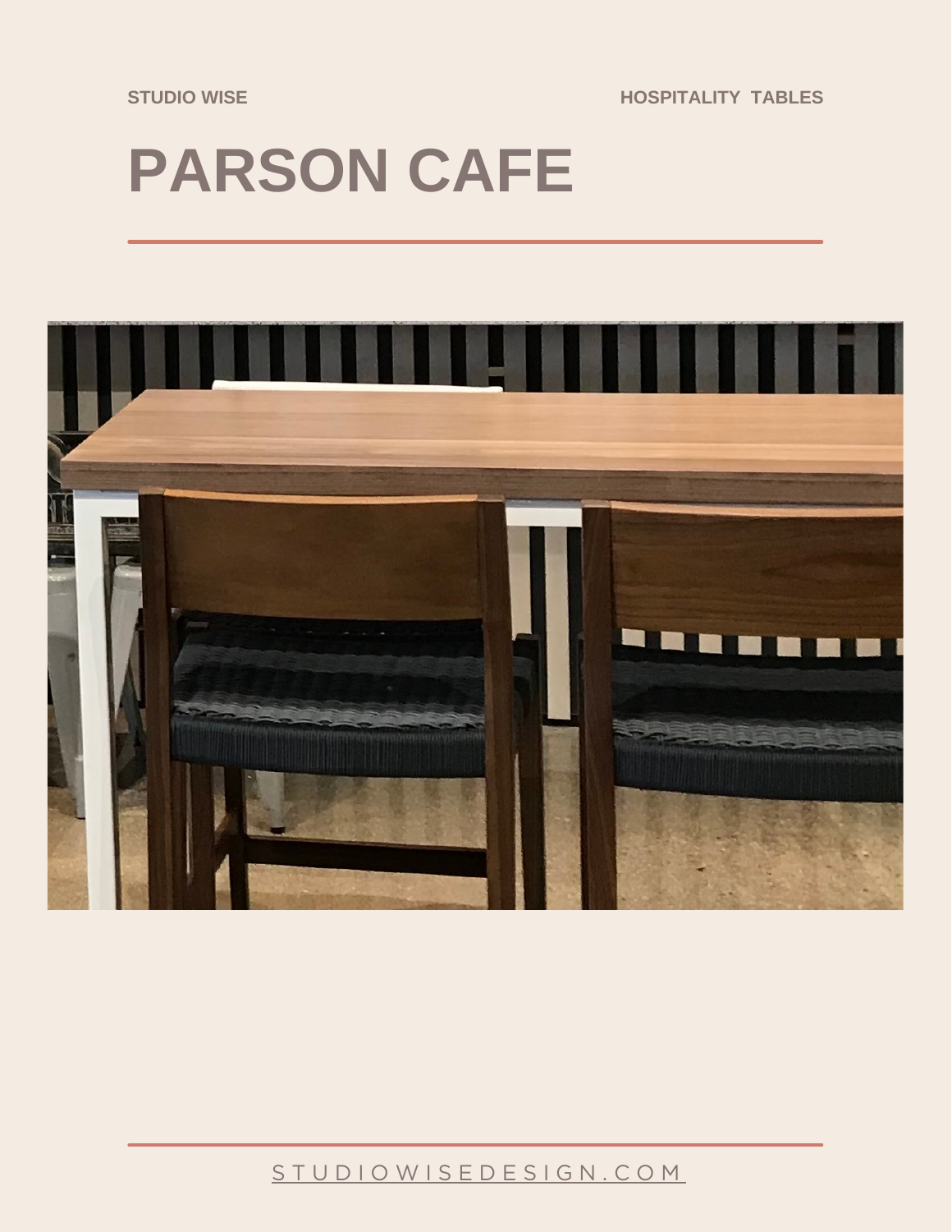STUDIO WISE

HOSPITALITY TABLES

# PARSON CAFE

---

---

STUDIOWISEDESIGN.COM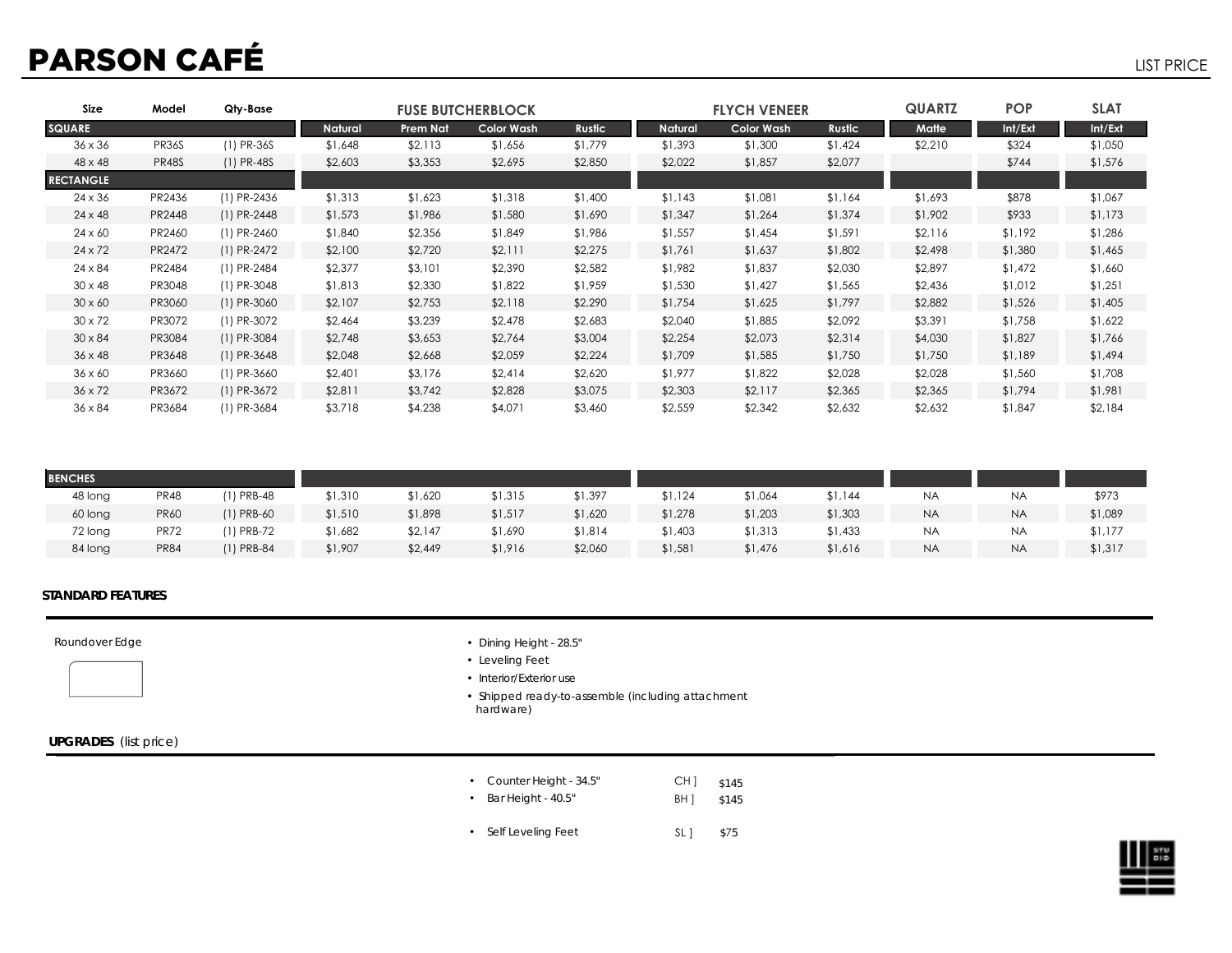# PARSON CAFÉ

LIST PRICE

| Size | Model | Qty-Base | FUSE BUTCHERBLOCK | | | | FLYCH VENEER | | | QUARTZ | POP | SLAT |
|---|---|---|---|---|---|---|---|---|---|---|---|---|
| **SQUARE** | | | Natural | Prem Nat | Color Wash | Rustic | Natural | Color Wash | Rustic | Matte | Int/Ext | Int/Ext |
| 36 x 36 | PR36S | (1) PR-36S | $1,648 | $2,113 | $1,656 | $1,779 | $1,393 | $1,300 | $1,424 | $2,210 | $324 | $1,050 |
| 48 x 48 | PR48S | (1) PR-48S | $2,603 | $3,353 | $2,695 | $2,850 | $2,022 | $1,857 | $2,077 | | $744 | $1,576 |
| **RECTANGLE** | | | | | | | | | | | | |
| 24 x 36 | PR2436 | (1) PR-2436 | $1,313 | $1,623 | $1,318 | $1,400 | $1,143 | $1,081 | $1,164 | $1,693 | $878 | $1,067 |
| 24 x 48 | PR2448 | (1) PR-2448 | $1,573 | $1,986 | $1,580 | $1,690 | $1,347 | $1,264 | $1,374 | $1,902 | $933 | $1,173 |
| 24 x 60 | PR2460 | (1) PR-2460 | $1,840 | $2,356 | $1,849 | $1,986 | $1,557 | $1,454 | $1,591 | $2,116 | $1,192 | $1,286 |
| 24 x 72 | PR2472 | (1) PR-2472 | $2,100 | $2,720 | $2,111 | $2,275 | $1,761 | $1,637 | $1,802 | $2,498 | $1,380 | $1,465 |
| 24 x 84 | PR2484 | (1) PR-2484 | $2,377 | $3,101 | $2,390 | $2,582 | $1,982 | $1,837 | $2,030 | $2,897 | $1,472 | $1,660 |
| 30 x 48 | PR3048 | (1) PR-3048 | $1,813 | $2,330 | $1,822 | $1,959 | $1,530 | $1,427 | $1,565 | $2,436 | $1,012 | $1,251 |
| 30 x 60 | PR3060 | (1) PR-3060 | $2,107 | $2,753 | $2,118 | $2,290 | $1,754 | $1,625 | $1,797 | $2,882 | $1,526 | $1,405 |
| 30 x 72 | PR3072 | (1) PR-3072 | $2,464 | $3,239 | $2,478 | $2,683 | $2,040 | $1,885 | $2,092 | $3,391 | $1,758 | $1,622 |
| 30 x 84 | PR3084 | (1) PR-3084 | $2,748 | $3,653 | $2,764 | $3,004 | $2,254 | $2,073 | $2,314 | $4,030 | $1,827 | $1,766 |
| 36 x 48 | PR3648 | (1) PR-3648 | $2,048 | $2,668 | $2,059 | $2,224 | $1,709 | $1,585 | $1,750 | $1,750 | $1,189 | $1,494 |
| 36 x 60 | PR3660 | (1) PR-3660 | $2,401 | $3,176 | $2,414 | $2,620 | $1,977 | $1,822 | $2,028 | $2,028 | $1,560 | $1,708 |
| 36 x 72 | PR3672 | (1) PR-3672 | $2,811 | $3,742 | $2,828 | $3,075 | $2,303 | $2,117 | $2,365 | $2,365 | $1,794 | $1,981 |
| 36 x 84 | PR3684 | (1) PR-3684 | $3,718 | $4,238 | $4,071 | $3,460 | $2,559 | $2,342 | $2,632 | $2,632 | $1,847 | $2,184 |
| **BENCHES** | | | | | | | | | | | | |
| 48 long | PR48 | (1) PRB-48 | $1,310 | $1,620 | $1,315 | $1,397 | $1,124 | $1,064 | $1,144 | NA | NA | $973 |
| 60 long | PR60 | (1) PRB-60 | $1,510 | $1,898 | $1,517 | $1,620 | $1,278 | $1,203 | $1,303 | NA | NA | $1,089 |
| 72 long | PR72 | (1) PRB-72 | $1,682 | $2,147 | $1,690 | $1,814 | $1,403 | $1,313 | $1,433 | NA | NA | $1,177 |
| 84 long | PR84 | (1) PRB-84 | $1,907 | $2,449 | $1,916 | $2,060 | $1,581 | $1,476 | $1,616 | NA | NA | $1,317 |

**STANDARD FEATURES**

Roundover Edge

- Dining Height - 28.5"
- Leveling Feet
- Interior/Exterior use
- Shipped ready-to-assemble (including attachment hardware)

**UPGRADES** (list price)

- Counter Height - 34.5" CH ] $145
- Bar Height - 40.5" BH ] $145
- Self Leveling Feet SL ] $75